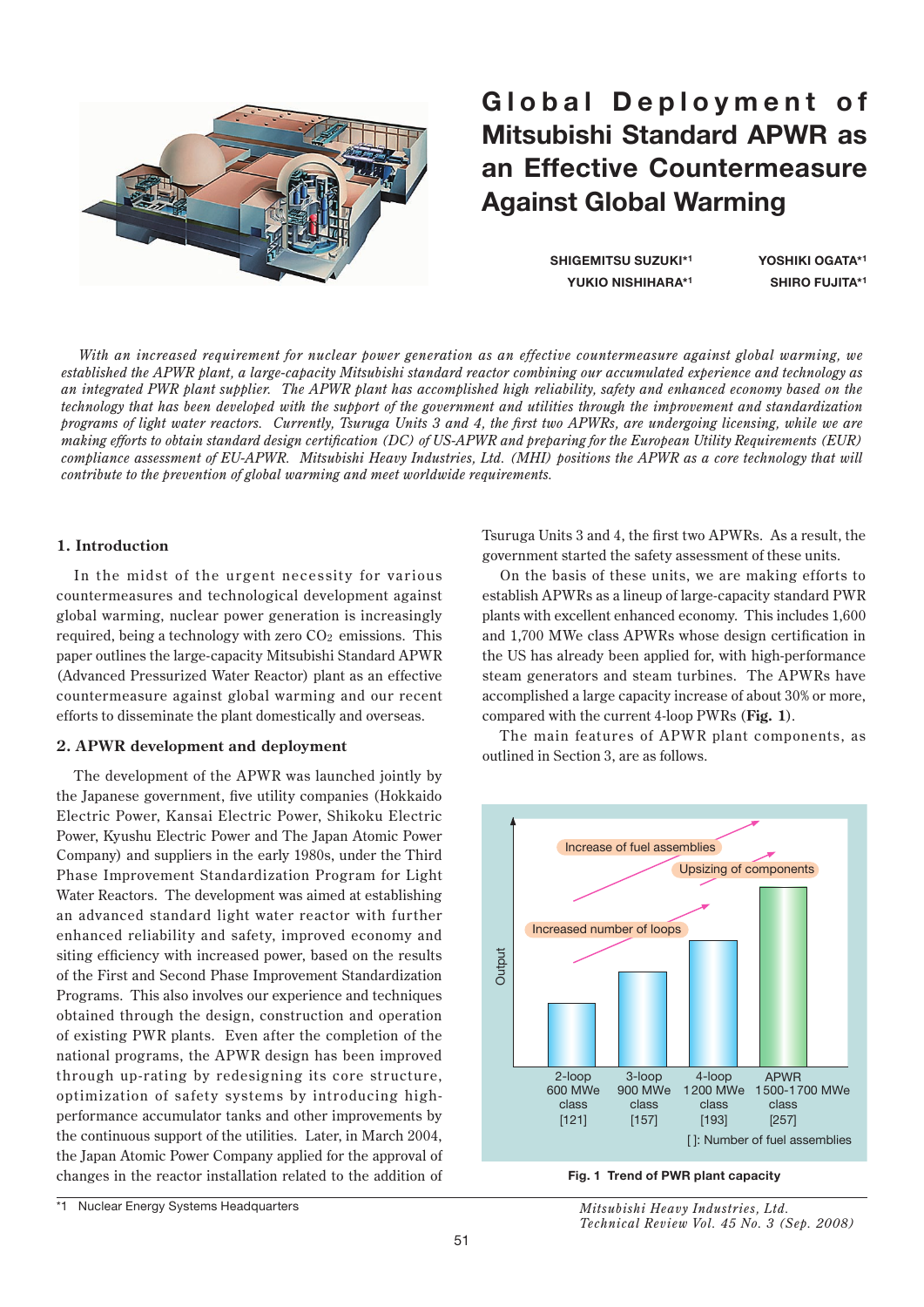# Global Deployment of Mitsubishi Standard APWR as an Effective Countermeasure Against Global Warming

SHIGEMITSU SUZUKI[*1] YOSHIKI OGATA[*1]
YUKIO NISHIHARA[*1] SHIRO FUJITA[*1]

*With an increased requirement for nuclear power generation as an effective countermeasure against global warming, we established the APWR plant, a large-capacity Mitsubishi standard reactor combining our accumulated experience and technology as an integrated PWR plant supplier. The APWR plant has accomplished high reliability, safety and enhanced economy based on the technology that has been developed with the support of the government and utilities through the improvement and standardization programs of light water reactors. Currently, Tsuruga Units 3 and 4, the first two APWRs, are undergoing licensing, while we are making efforts to obtain standard design certification (DC) of US-APWR and preparing for the European Utility Requirements (EUR) compliance assessment of EU-APWR. Mitsubishi Heavy Industries, Ltd. (MHI) positions the APWR as a core technology that will contribute to the prevention of global warming and meet worldwide requirements.*

## 1. Introduction

In the midst of the urgent necessity for various countermeasures and technological development against global warming, nuclear power generation is increasingly required, being a technology with zero $CO_2$ emissions. This paper outlines the large-capacity Mitsubishi Standard APWR (Advanced Pressurized Water Reactor) plant as an effective countermeasure against global warming and our recent efforts to disseminate the plant domestically and overseas.

## 2. APWR development and deployment

The development of the APWR was launched jointly by the Japanese government, five utility companies (Hokkaido Electric Power, Kansai Electric Power, Shikoku Electric Power, Kyushu Electric Power and The Japan Atomic Power Company) and suppliers in the early 1980s, under the Third Phase Improvement Standardization Program for Light Water Reactors. The development was aimed at establishing an advanced standard light water reactor with further enhanced reliability and safety, improved economy and siting efficiency with increased power, based on the results of the First and Second Phase Improvement Standardization Programs. This also involves our experience and techniques obtained through the design, construction and operation of existing PWR plants. Even after the completion of the national programs, the APWR design has been improved through up-rating by redesigning its core structure, optimization of safety systems by introducing high-performance accumulator tanks and other improvements by the continuous support of the utilities. Later, in March 2004, the Japan Atomic Power Company applied for the approval of changes in the reactor installation related to the addition of Tsuruga Units 3 and 4, the first two APWRs. As a result, the government started the safety assessment of these units.

On the basis of these units, we are making efforts to establish APWRs as a lineup of large-capacity standard PWR plants with excellent enhanced economy. This includes 1,600 and 1,700 MWe class APWRs whose design certification in the US has already been applied for, with high-performance steam generators and steam turbines. The APWRs have accomplished a large capacity increase of about 30% or more, compared with the current 4-loop PWRs (**Fig. 1**).

The main features of APWR plant components, as outlined in Section 3, are as follows.

| | 2-loop | 3-loop | 4-loop | APWR |
|---|---|---|---|---|
| Class | 600 MWe class | 900 MWe class | 1200 MWe class | 1500-1700 MWe class |
| Number of fuel assemblies | [121] | [157] | [193] | [257] |

Output — Increased number of loops; Increase of fuel assemblies; Upsizing of components

[ ]: Number of fuel assemblies

**Fig. 1 Trend of PWR plant capacity**

*1 Nuclear Energy Systems Headquarters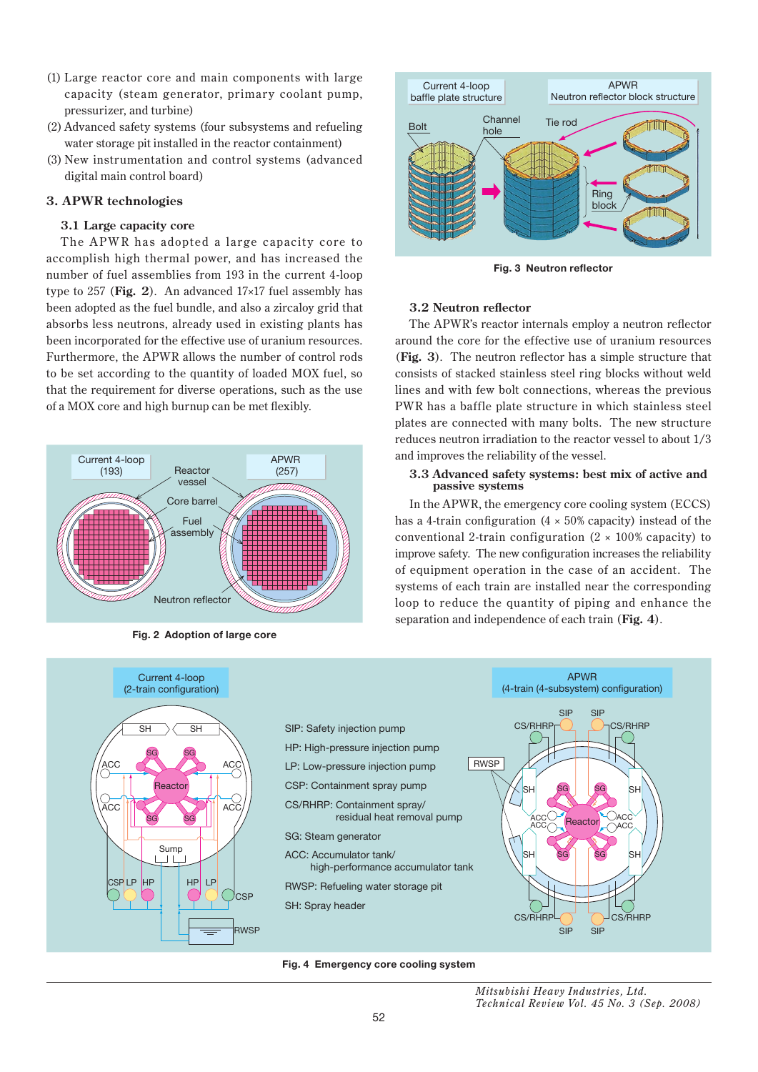(1) Large reactor core and main components with large capacity (steam generator, primary coolant pump, pressurizer, and turbine)
(2) Advanced safety systems (four subsystems and refueling water storage pit installed in the reactor containment)
(3) New instrumentation and control systems (advanced digital main control board)

## 3. APWR technologies

### 3.1 Large capacity core

The APWR has adopted a large capacity core to accomplish high thermal power, and has increased the number of fuel assemblies from 193 in the current 4-loop type to 257 (**Fig. 2**). An advanced 17×17 fuel assembly has been adopted as the fuel bundle, and also a zircaloy grid that absorbs less neutrons, already used in existing plants has been incorporated for the effective use of uranium resources. Furthermore, the APWR allows the number of control rods to be set according to the quantity of loaded MOX fuel, so that the requirement for diverse operations, such as the use of a MOX core and high burnup can be met flexibly.

**Fig. 2 Adoption of large core**

**Fig. 3 Neutron reflector**

### 3.2 Neutron reflector

The APWR's reactor internals employ a neutron reflector around the core for the effective use of uranium resources (**Fig. 3**). The neutron reflector has a simple structure that consists of stacked stainless steel ring blocks without weld lines and with few bolt connections, whereas the previous PWR has a baffle plate structure in which stainless steel plates are connected with many bolts. The new structure reduces neutron irradiation to the reactor vessel to about 1/3 and improves the reliability of the vessel.

### 3.3 Advanced safety systems: best mix of active and passive systems

In the APWR, the emergency core cooling system (ECCS) has a 4-train configuration (4 × 50% capacity) instead of the conventional 2-train configuration (2 × 100% capacity) to improve safety. The new configuration increases the reliability of equipment operation in the case of an accident. The systems of each train are installed near the corresponding loop to reduce the quantity of piping and enhance the separation and independence of each train (**Fig. 4**).

**Fig. 4 Emergency core cooling system**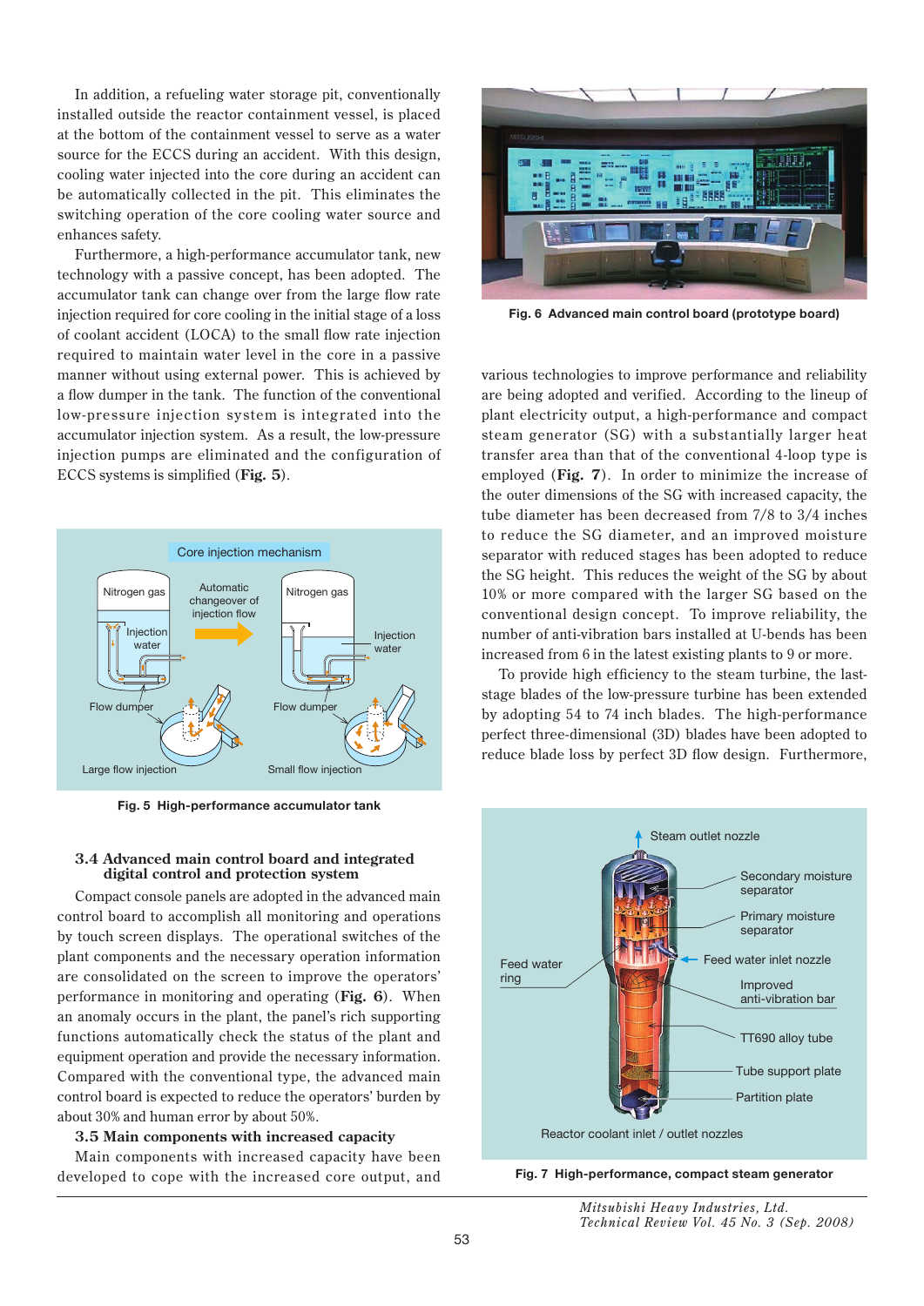In addition, a refueling water storage pit, conventionally installed outside the reactor containment vessel, is placed at the bottom of the containment vessel to serve as a water source for the ECCS during an accident. With this design, cooling water injected into the core during an accident can be automatically collected in the pit. This eliminates the switching operation of the core cooling water source and enhances safety.

Furthermore, a high-performance accumulator tank, new technology with a passive concept, has been adopted. The accumulator tank can change over from the large flow rate injection required for core cooling in the initial stage of a loss of coolant accident (LOCA) to the small flow rate injection required to maintain water level in the core in a passive manner without using external power. This is achieved by a flow dumper in the tank. The function of the conventional low-pressure injection system is integrated into the accumulator injection system. As a result, the low-pressure injection pumps are eliminated and the configuration of ECCS systems is simplified (**Fig. 5**).

**Fig. 5 High-performance accumulator tank**

### 3.4 Advanced main control board and integrated digital control and protection system

Compact console panels are adopted in the advanced main control board to accomplish all monitoring and operations by touch screen displays. The operational switches of the plant components and the necessary operation information are consolidated on the screen to improve the operators' performance in monitoring and operating (**Fig. 6**). When an anomaly occurs in the plant, the panel's rich supporting functions automatically check the status of the plant and equipment operation and provide the necessary information. Compared with the conventional type, the advanced main control board is expected to reduce the operators' burden by about 30% and human error by about 50%.

### 3.5 Main components with increased capacity

Main components with increased capacity have been developed to cope with the increased core output, and various technologies to improve performance and reliability are being adopted and verified. According to the lineup of plant electricity output, a high-performance and compact steam generator (SG) with a substantially larger heat transfer area than that of the conventional 4-loop type is employed (**Fig. 7**). In order to minimize the increase of the outer dimensions of the SG with increased capacity, the tube diameter has been decreased from 7/8 to 3/4 inches to reduce the SG diameter, and an improved moisture separator with reduced stages has been adopted to reduce the SG height. This reduces the weight of the SG by about 10% or more compared with the larger SG based on the conventional design concept. To improve reliability, the number of anti-vibration bars installed at U-bends has been increased from 6 in the latest existing plants to 9 or more.

To provide high efficiency to the steam turbine, the last-stage blades of the low-pressure turbine has been extended by adopting 54 to 74 inch blades. The high-performance perfect three-dimensional (3D) blades have been adopted to reduce blade loss by perfect 3D flow design. Furthermore,

**Fig. 6 Advanced main control board (prototype board)**

**Fig. 7 High-performance, compact steam generator**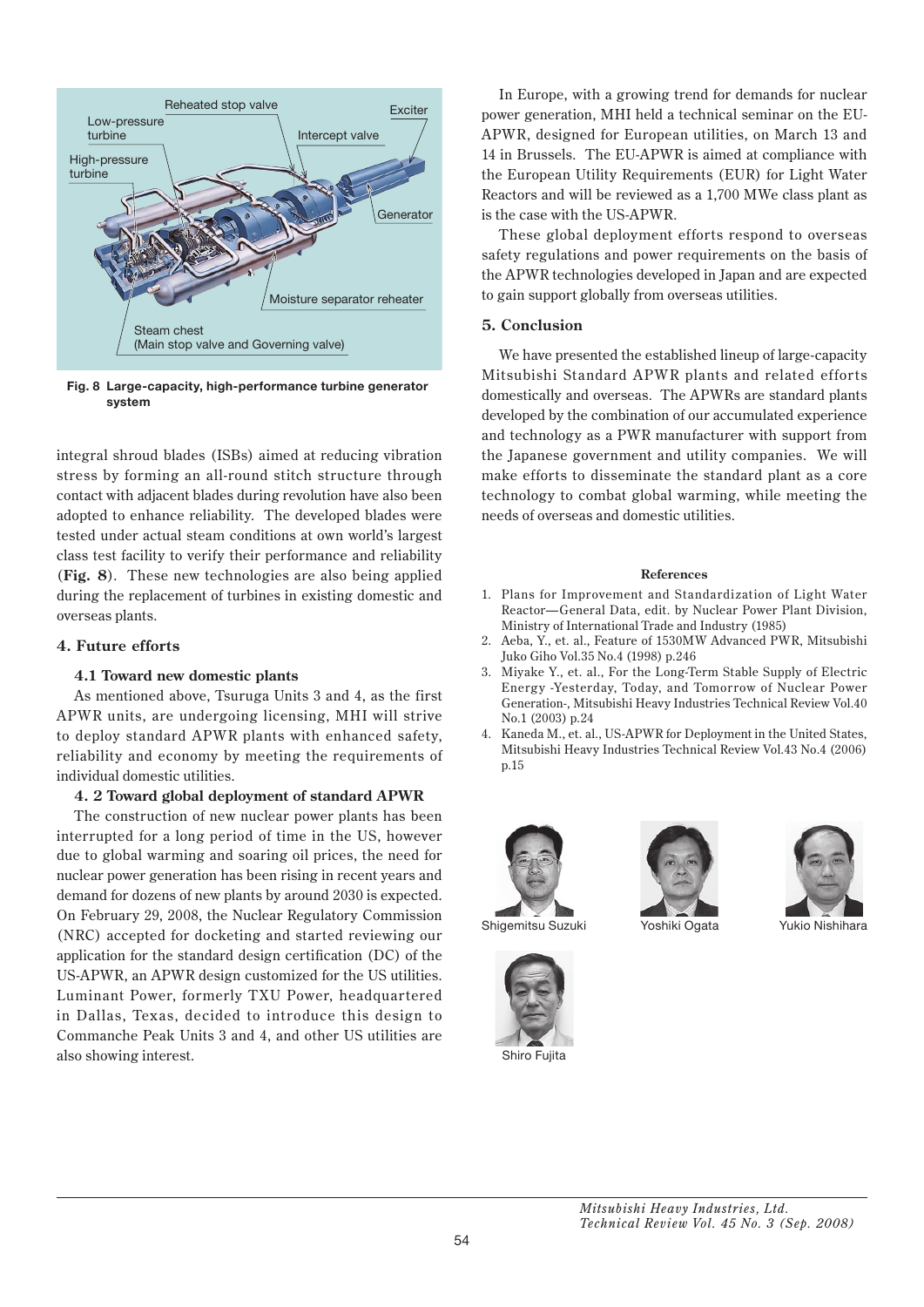Reheated stop valve
Low-pressure turbine
Exciter
Intercept valve
High-pressure turbine
Generator
Moisture separator reheater
Steam chest
(Main stop valve and Governing valve)

**Fig. 8 Large-capacity, high-performance turbine generator system**

integral shroud blades (ISBs) aimed at reducing vibration stress by forming an all-round stitch structure through contact with adjacent blades during revolution have also been adopted to enhance reliability. The developed blades were tested under actual steam conditions at own world's largest class test facility to verify their performance and reliability (**Fig. 8**). These new technologies are also being applied during the replacement of turbines in existing domestic and overseas plants.

## 4. Future efforts

### 4.1 Toward new domestic plants

As mentioned above, Tsuruga Units 3 and 4, as the first APWR units, are undergoing licensing, MHI will strive to deploy standard APWR plants with enhanced safety, reliability and economy by meeting the requirements of individual domestic utilities.

### 4. 2 Toward global deployment of standard APWR

The construction of new nuclear power plants has been interrupted for a long period of time in the US, however due to global warming and soaring oil prices, the need for nuclear power generation has been rising in recent years and demand for dozens of new plants by around 2030 is expected. On February 29, 2008, the Nuclear Regulatory Commission (NRC) accepted for docketing and started reviewing our application for the standard design certification (DC) of the US-APWR, an APWR design customized for the US utilities. Luminant Power, formerly TXU Power, headquartered in Dallas, Texas, decided to introduce this design to Commanche Peak Units 3 and 4, and other US utilities are also showing interest.

In Europe, with a growing trend for demands for nuclear power generation, MHI held a technical seminar on the EU-APWR, designed for European utilities, on March 13 and 14 in Brussels. The EU-APWR is aimed at compliance with the European Utility Requirements (EUR) for Light Water Reactors and will be reviewed as a 1,700 MWe class plant as is the case with the US-APWR.

These global deployment efforts respond to overseas safety regulations and power requirements on the basis of the APWR technologies developed in Japan and are expected to gain support globally from overseas utilities.

## 5. Conclusion

We have presented the established lineup of large-capacity Mitsubishi Standard APWR plants and related efforts domestically and overseas. The APWRs are standard plants developed by the combination of our accumulated experience and technology as a PWR manufacturer with support from the Japanese government and utility companies. We will make efforts to disseminate the standard plant as a core technology to combat global warming, while meeting the needs of overseas and domestic utilities.

### References

1. Plans for Improvement and Standardization of Light Water Reactor—General Data, edit. by Nuclear Power Plant Division, Ministry of International Trade and Industry (1985)
2. Aeba, Y., et. al., Feature of 1530MW Advanced PWR, Mitsubishi Juko Giho Vol.35 No.4 (1998) p.246
3. Miyake Y., et. al., For the Long-Term Stable Supply of Electric Energy -Yesterday, Today, and Tomorrow of Nuclear Power Generation-, Mitsubishi Heavy Industries Technical Review Vol.40 No.1 (2003) p.24
4. Kaneda M., et. al., US-APWR for Deployment in the United States, Mitsubishi Heavy Industries Technical Review Vol.43 No.4 (2006) p.15

Shigemitsu Suzuki

Yoshiki Ogata

Yukio Nishihara

Shiro Fujita